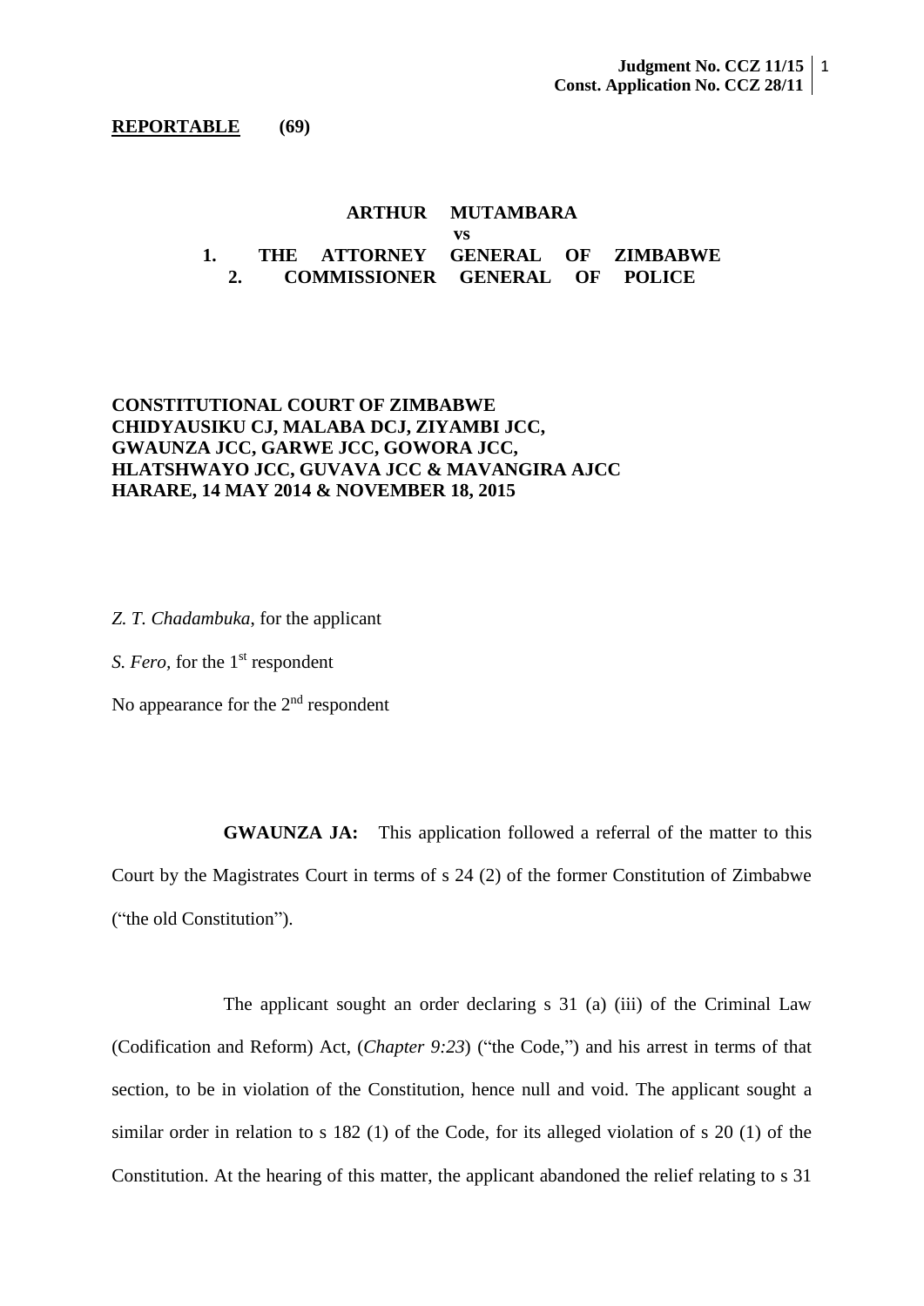**Judgment No. CCZ 11/15**
**Const. Application No. CCZ 28/11**

**REPORTABLE (69)**

**ARTHUR MUTAMBARA**

**vs**

**1. THE ATTORNEY GENERAL OF ZIMBABWE**
**2. COMMISSIONER GENERAL OF POLICE**

**CONSTITUTIONAL COURT OF ZIMBABWE**
**CHIDYAUSIKU CJ, MALABA DCJ, ZIYAMBI JCC,**
**GWAUNZA JCC, GARWE JCC, GOWORA JCC,**
**HLATSHWAYO JCC, GUVAVA JCC & MAVANGIRA AJCC**
**HARARE, 14 MAY 2014 & NOVEMBER 18, 2015**

*Z. T. Chadambuka*, for the applicant

*S. Fero,* for the 1st respondent

No appearance for the 2nd respondent

**GWAUNZA JA:** This application followed a referral of the matter to this Court by the Magistrates Court in terms of s 24 (2) of the former Constitution of Zimbabwe ("the old Constitution").

The applicant sought an order declaring s 31 (a) (iii) of the Criminal Law (Codification and Reform) Act, (*Chapter 9:23*) ("the Code,") and his arrest in terms of that section, to be in violation of the Constitution, hence null and void. The applicant sought a similar order in relation to s 182 (1) of the Code, for its alleged violation of s 20 (1) of the Constitution. At the hearing of this matter, the applicant abandoned the relief relating to s 31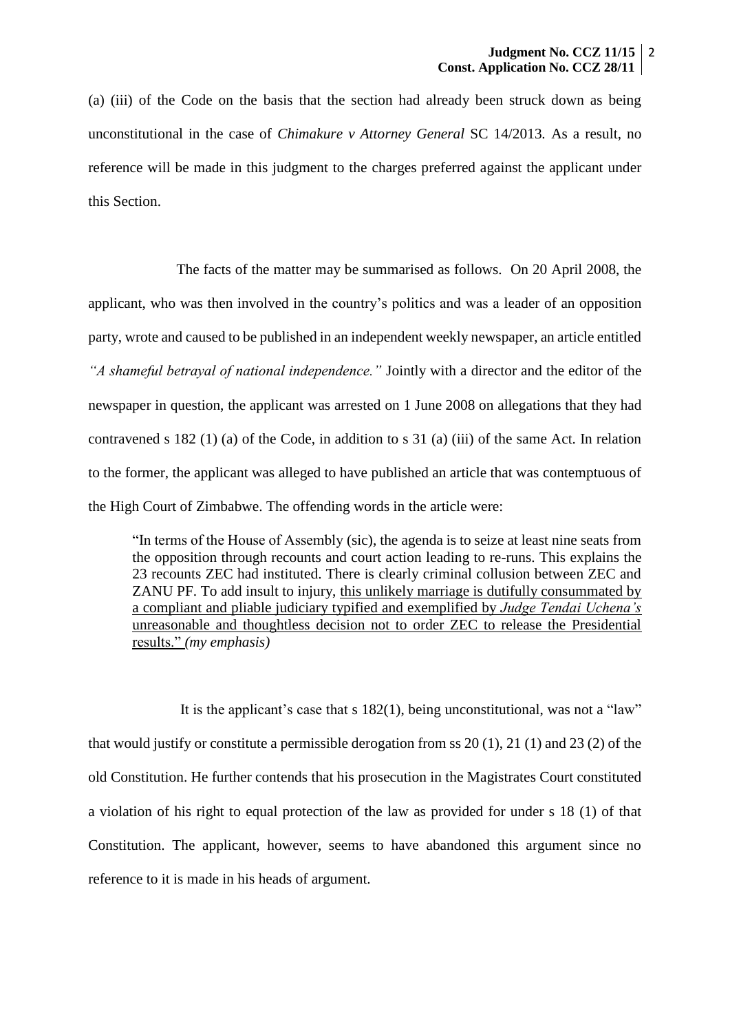(a) (iii) of the Code on the basis that the section had already been struck down as being unconstitutional in the case of *Chimakure v Attorney General* SC 14/2013*.* As a result, no reference will be made in this judgment to the charges preferred against the applicant under this Section.

The facts of the matter may be summarised as follows. On 20 April 2008, the applicant, who was then involved in the country's politics and was a leader of an opposition party, wrote and caused to be published in an independent weekly newspaper, an article entitled *"A shameful betrayal of national independence."* Jointly with a director and the editor of the newspaper in question, the applicant was arrested on 1 June 2008 on allegations that they had contravened s 182 (1) (a) of the Code, in addition to s 31 (a) (iii) of the same Act. In relation to the former, the applicant was alleged to have published an article that was contemptuous of the High Court of Zimbabwe. The offending words in the article were:

> "In terms of the House of Assembly (sic), the agenda is to seize at least nine seats from the opposition through recounts and court action leading to re-runs. This explains the 23 recounts ZEC had instituted. There is clearly criminal collusion between ZEC and ZANU PF. To add insult to injury, <u>this unlikely marriage is dutifully consummated by a compliant and pliable judiciary typified and exemplified by *Judge Tendai Uchena's* unreasonable and thoughtless decision not to order ZEC to release the Presidential results."</u> *(my emphasis)*

It is the applicant's case that s 182(1), being unconstitutional, was not a "law" that would justify or constitute a permissible derogation from ss 20 (1), 21 (1) and 23 (2) of the old Constitution. He further contends that his prosecution in the Magistrates Court constituted a violation of his right to equal protection of the law as provided for under s 18 (1) of that Constitution. The applicant, however, seems to have abandoned this argument since no reference to it is made in his heads of argument.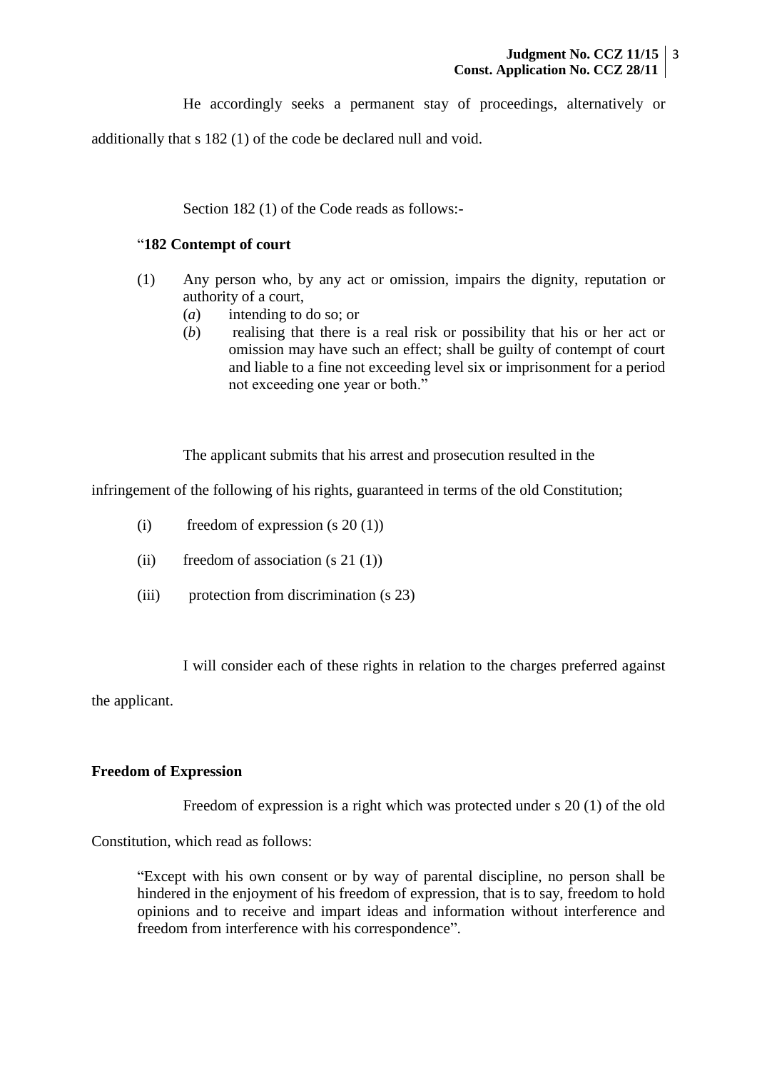He accordingly seeks a permanent stay of proceedings, alternatively or additionally that s 182 (1) of the code be declared null and void.

Section 182 (1) of the Code reads as follows:-

> "**182 Contempt of court**
>
> (1) Any person who, by any act or omission, impairs the dignity, reputation or authority of a court,
>
> (*a*) intending to do so; or
>
> (*b*) realising that there is a real risk or possibility that his or her act or omission may have such an effect; shall be guilty of contempt of court and liable to a fine not exceeding level six or imprisonment for a period not exceeding one year or both."

The applicant submits that his arrest and prosecution resulted in the infringement of the following of his rights, guaranteed in terms of the old Constitution;

(i) freedom of expression (s 20 (1))

(ii) freedom of association (s 21 (1))

(iii) protection from discrimination (s 23)

I will consider each of these rights in relation to the charges preferred against the applicant.

**Freedom of Expression**

Freedom of expression is a right which was protected under s 20 (1) of the old Constitution, which read as follows:

> "Except with his own consent or by way of parental discipline, no person shall be hindered in the enjoyment of his freedom of expression, that is to say, freedom to hold opinions and to receive and impart ideas and information without interference and freedom from interference with his correspondence".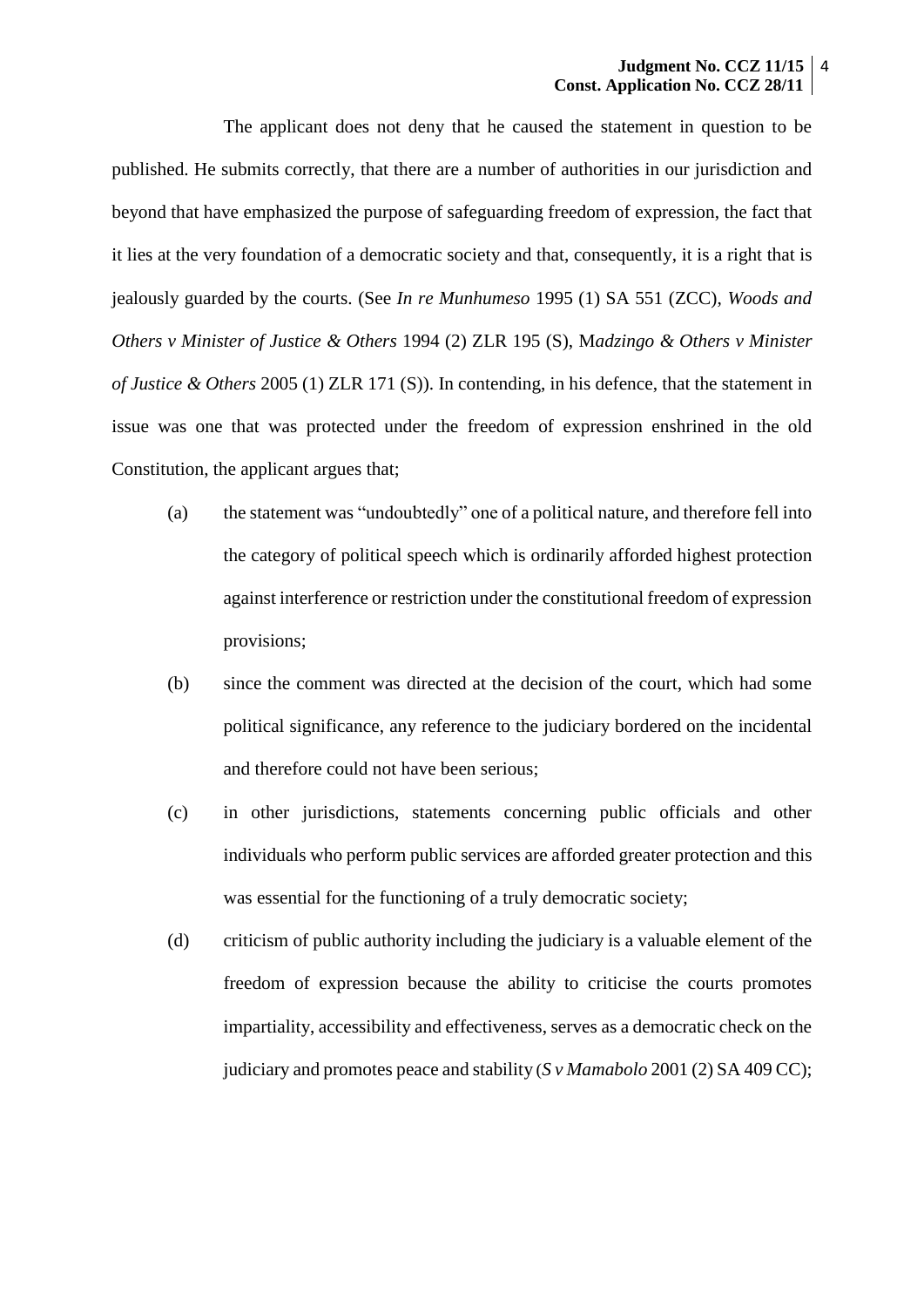The applicant does not deny that he caused the statement in question to be published. He submits correctly, that there are a number of authorities in our jurisdiction and beyond that have emphasized the purpose of safeguarding freedom of expression, the fact that it lies at the very foundation of a democratic society and that, consequently, it is a right that is jealously guarded by the courts. (See *In re Munhumeso* 1995 (1) SA 551 (ZCC), *Woods and Others v Minister of Justice & Others* 1994 (2) ZLR 195 (S), M*adzingo & Others v Minister of Justice & Others* 2005 (1) ZLR 171 (S)). In contending, in his defence, that the statement in issue was one that was protected under the freedom of expression enshrined in the old Constitution, the applicant argues that;

(a) the statement was "undoubtedly" one of a political nature, and therefore fell into the category of political speech which is ordinarily afforded highest protection against interference or restriction under the constitutional freedom of expression provisions;

(b) since the comment was directed at the decision of the court, which had some political significance, any reference to the judiciary bordered on the incidental and therefore could not have been serious;

(c) in other jurisdictions, statements concerning public officials and other individuals who perform public services are afforded greater protection and this was essential for the functioning of a truly democratic society;

(d) criticism of public authority including the judiciary is a valuable element of the freedom of expression because the ability to criticise the courts promotes impartiality, accessibility and effectiveness, serves as a democratic check on the judiciary and promotes peace and stability (*S v Mamabolo* 2001 (2) SA 409 CC);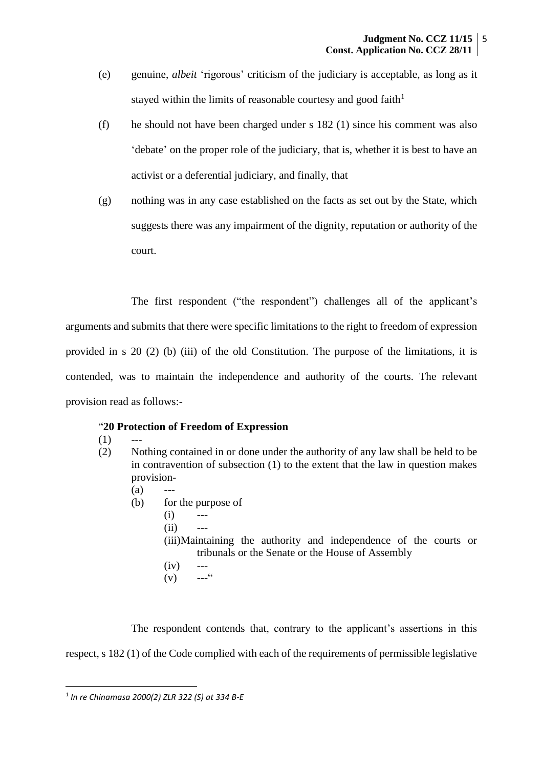(e) genuine, *albeit* 'rigorous' criticism of the judiciary is acceptable, as long as it stayed within the limits of reasonable courtesy and good faith[1]

(f) he should not have been charged under s 182 (1) since his comment was also 'debate' on the proper role of the judiciary, that is, whether it is best to have an activist or a deferential judiciary, and finally, that

(g) nothing was in any case established on the facts as set out by the State, which suggests there was any impairment of the dignity, reputation or authority of the court.

The first respondent ("the respondent") challenges all of the applicant's arguments and submits that there were specific limitations to the right to freedom of expression provided in s 20 (2) (b) (iii) of the old Constitution. The purpose of the limitations, it is contended, was to maintain the independence and authority of the courts. The relevant provision read as follows:-

> "**20 Protection of Freedom of Expression**
>
> (1) ---
>
> (2) Nothing contained in or done under the authority of any law shall be held to be in contravention of subsection (1) to the extent that the law in question makes provision-
>
> (a) ---
>
> (b) for the purpose of
>
> (i) ---
>
> (ii) ---
>
> (iii) Maintaining the authority and independence of the courts or tribunals or the Senate or the House of Assembly
>
> (iv) ---
>
> (v) ---"

The respondent contends that, contrary to the applicant's assertions in this respect, s 182 (1) of the Code complied with each of the requirements of permissible legislative

---

[1] *In re Chinamasa 2000(2) ZLR 322 (S) at 334 B-E*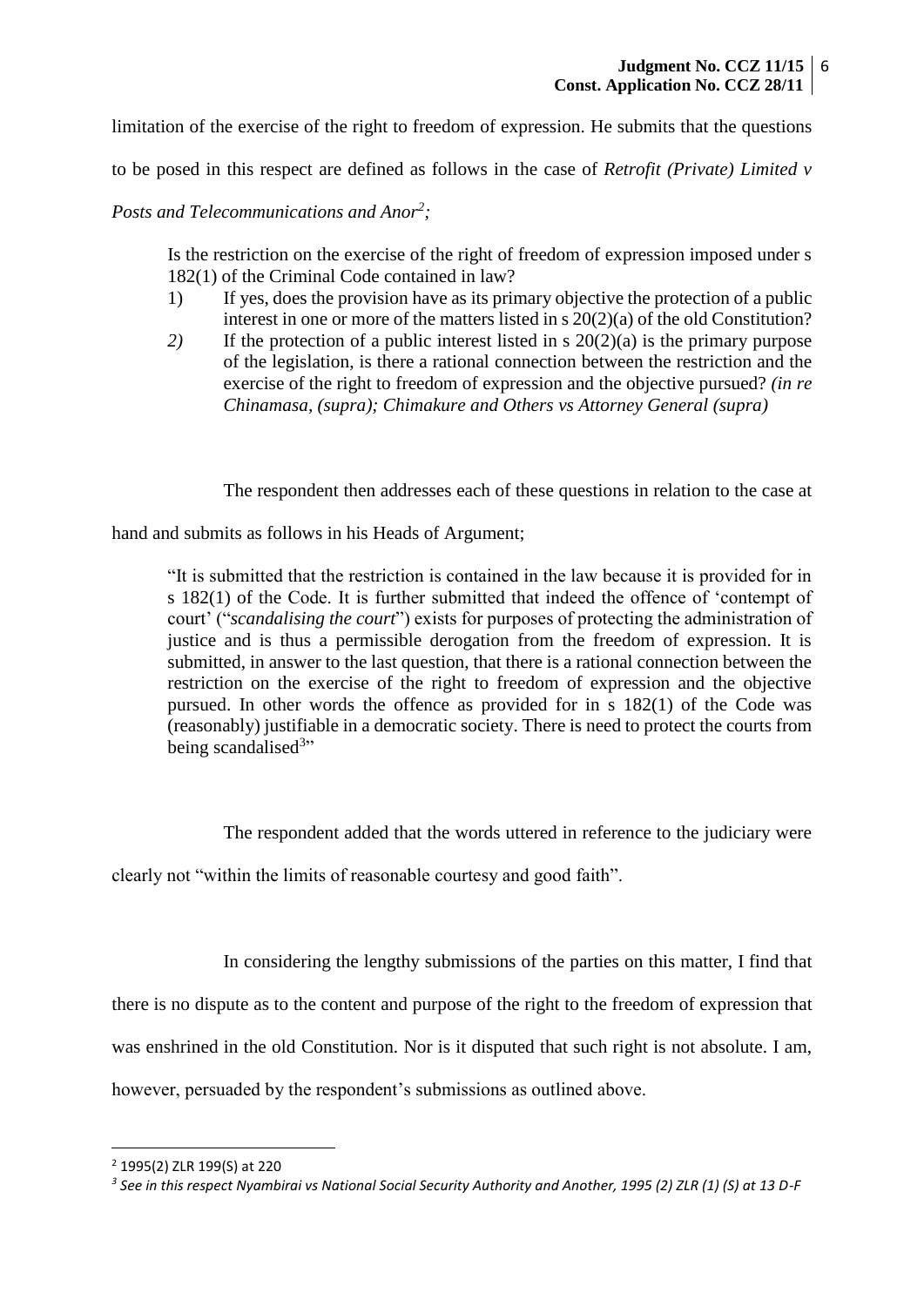limitation of the exercise of the right to freedom of expression. He submits that the questions to be posed in this respect are defined as follows in the case of *Retrofit (Private) Limited v Posts and Telecommunications and Anor*[2];

> Is the restriction on the exercise of the right of freedom of expression imposed under s 182(1) of the Criminal Code contained in law?
>
> 1) If yes, does the provision have as its primary objective the protection of a public interest in one or more of the matters listed in s 20(2)(a) of the old Constitution?
> 2) If the protection of a public interest listed in s 20(2)(a) is the primary purpose of the legislation, is there a rational connection between the restriction and the exercise of the right to freedom of expression and the objective pursued? *(in re Chinamasa, (supra); Chimakure and Others vs Attorney General (supra)*

The respondent then addresses each of these questions in relation to the case at hand and submits as follows in his Heads of Argument;

> "It is submitted that the restriction is contained in the law because it is provided for in s 182(1) of the Code. It is further submitted that indeed the offence of 'contempt of court' ("*scandalising the court*") exists for purposes of protecting the administration of justice and is thus a permissible derogation from the freedom of expression. It is submitted, in answer to the last question, that there is a rational connection between the restriction on the exercise of the right to freedom of expression and the objective pursued. In other words the offence as provided for in s 182(1) of the Code was (reasonably) justifiable in a democratic society. There is need to protect the courts from being scandalised[3]"

The respondent added that the words uttered in reference to the judiciary were clearly not "within the limits of reasonable courtesy and good faith".

In considering the lengthy submissions of the parties on this matter, I find that there is no dispute as to the content and purpose of the right to the freedom of expression that was enshrined in the old Constitution. Nor is it disputed that such right is not absolute. I am, however, persuaded by the respondent's submissions as outlined above.

---

[2] 1995(2) ZLR 199(S) at 220

[3] *See in this respect Nyambirai vs National Social Security Authority and Another, 1995 (2) ZLR (1) (S) at 13 D-F*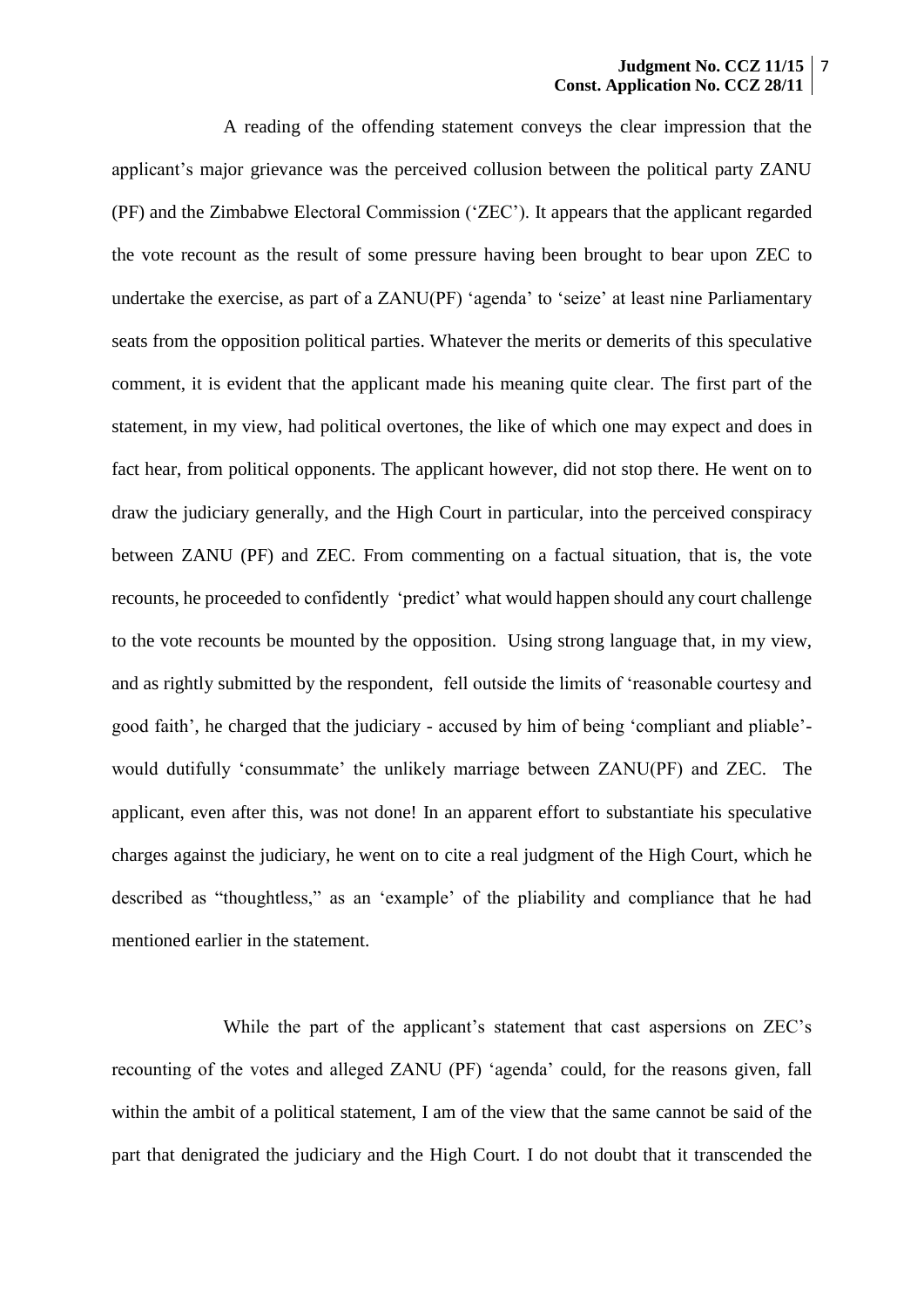A reading of the offending statement conveys the clear impression that the applicant's major grievance was the perceived collusion between the political party ZANU (PF) and the Zimbabwe Electoral Commission ('ZEC'). It appears that the applicant regarded the vote recount as the result of some pressure having been brought to bear upon ZEC to undertake the exercise, as part of a ZANU(PF) 'agenda' to 'seize' at least nine Parliamentary seats from the opposition political parties. Whatever the merits or demerits of this speculative comment, it is evident that the applicant made his meaning quite clear. The first part of the statement, in my view, had political overtones, the like of which one may expect and does in fact hear, from political opponents. The applicant however, did not stop there. He went on to draw the judiciary generally, and the High Court in particular, into the perceived conspiracy between ZANU (PF) and ZEC. From commenting on a factual situation, that is, the vote recounts, he proceeded to confidently 'predict' what would happen should any court challenge to the vote recounts be mounted by the opposition. Using strong language that, in my view, and as rightly submitted by the respondent, fell outside the limits of 'reasonable courtesy and good faith', he charged that the judiciary - accused by him of being 'compliant and pliable'- would dutifully 'consummate' the unlikely marriage between ZANU(PF) and ZEC. The applicant, even after this, was not done! In an apparent effort to substantiate his speculative charges against the judiciary, he went on to cite a real judgment of the High Court, which he described as "thoughtless," as an 'example' of the pliability and compliance that he had mentioned earlier in the statement.

While the part of the applicant's statement that cast aspersions on ZEC's recounting of the votes and alleged ZANU (PF) 'agenda' could, for the reasons given, fall within the ambit of a political statement, I am of the view that the same cannot be said of the part that denigrated the judiciary and the High Court. I do not doubt that it transcended the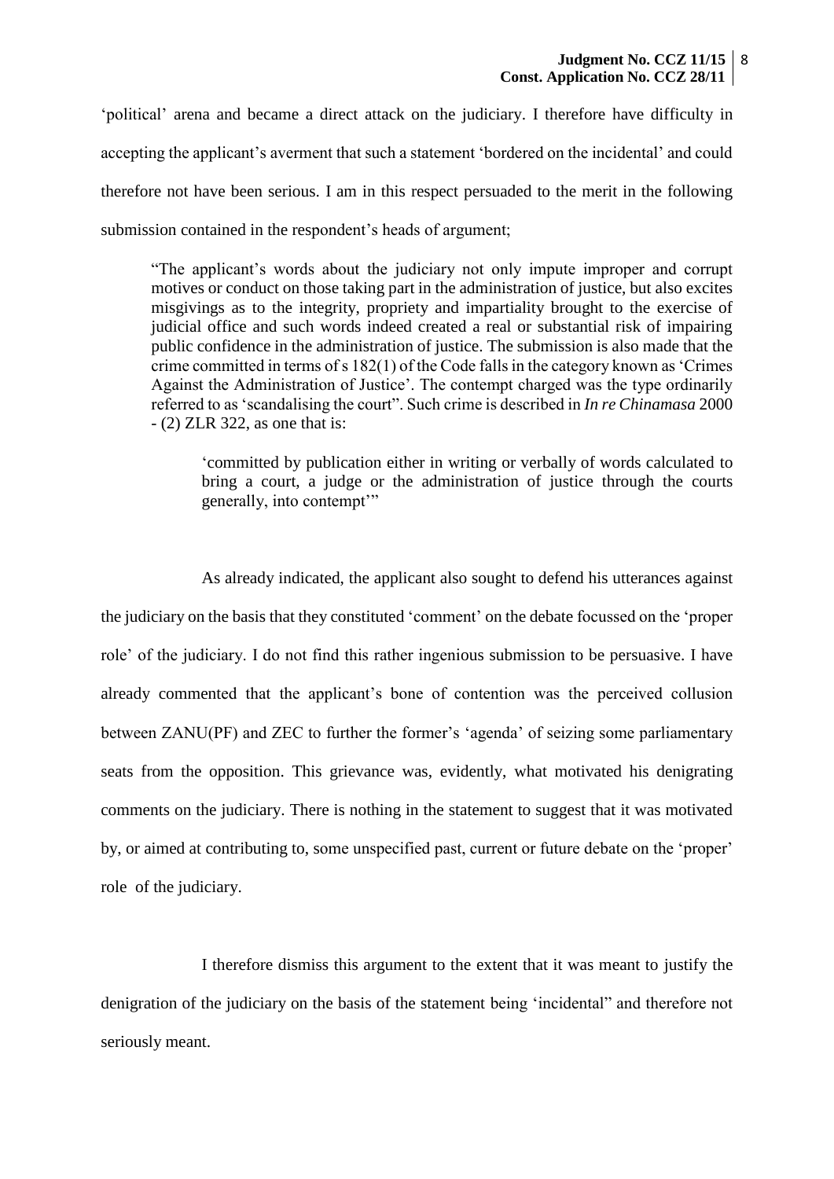'political' arena and became a direct attack on the judiciary. I therefore have difficulty in accepting the applicant's averment that such a statement 'bordered on the incidental' and could therefore not have been serious. I am in this respect persuaded to the merit in the following submission contained in the respondent's heads of argument;

> "The applicant's words about the judiciary not only impute improper and corrupt motives or conduct on those taking part in the administration of justice, but also excites misgivings as to the integrity, propriety and impartiality brought to the exercise of judicial office and such words indeed created a real or substantial risk of impairing public confidence in the administration of justice. The submission is also made that the crime committed in terms of s 182(1) of the Code falls in the category known as 'Crimes Against the Administration of Justice'. The contempt charged was the type ordinarily referred to as 'scandalising the court". Such crime is described in *In re Chinamasa* 2000 - (2) ZLR 322, as one that is:
>
> > 'committed by publication either in writing or verbally of words calculated to bring a court, a judge or the administration of justice through the courts generally, into contempt'"

As already indicated, the applicant also sought to defend his utterances against the judiciary on the basis that they constituted 'comment' on the debate focussed on the 'proper role' of the judiciary. I do not find this rather ingenious submission to be persuasive. I have already commented that the applicant's bone of contention was the perceived collusion between ZANU(PF) and ZEC to further the former's 'agenda' of seizing some parliamentary seats from the opposition. This grievance was, evidently, what motivated his denigrating comments on the judiciary. There is nothing in the statement to suggest that it was motivated by, or aimed at contributing to, some unspecified past, current or future debate on the 'proper' role of the judiciary.

I therefore dismiss this argument to the extent that it was meant to justify the denigration of the judiciary on the basis of the statement being 'incidental" and therefore not seriously meant.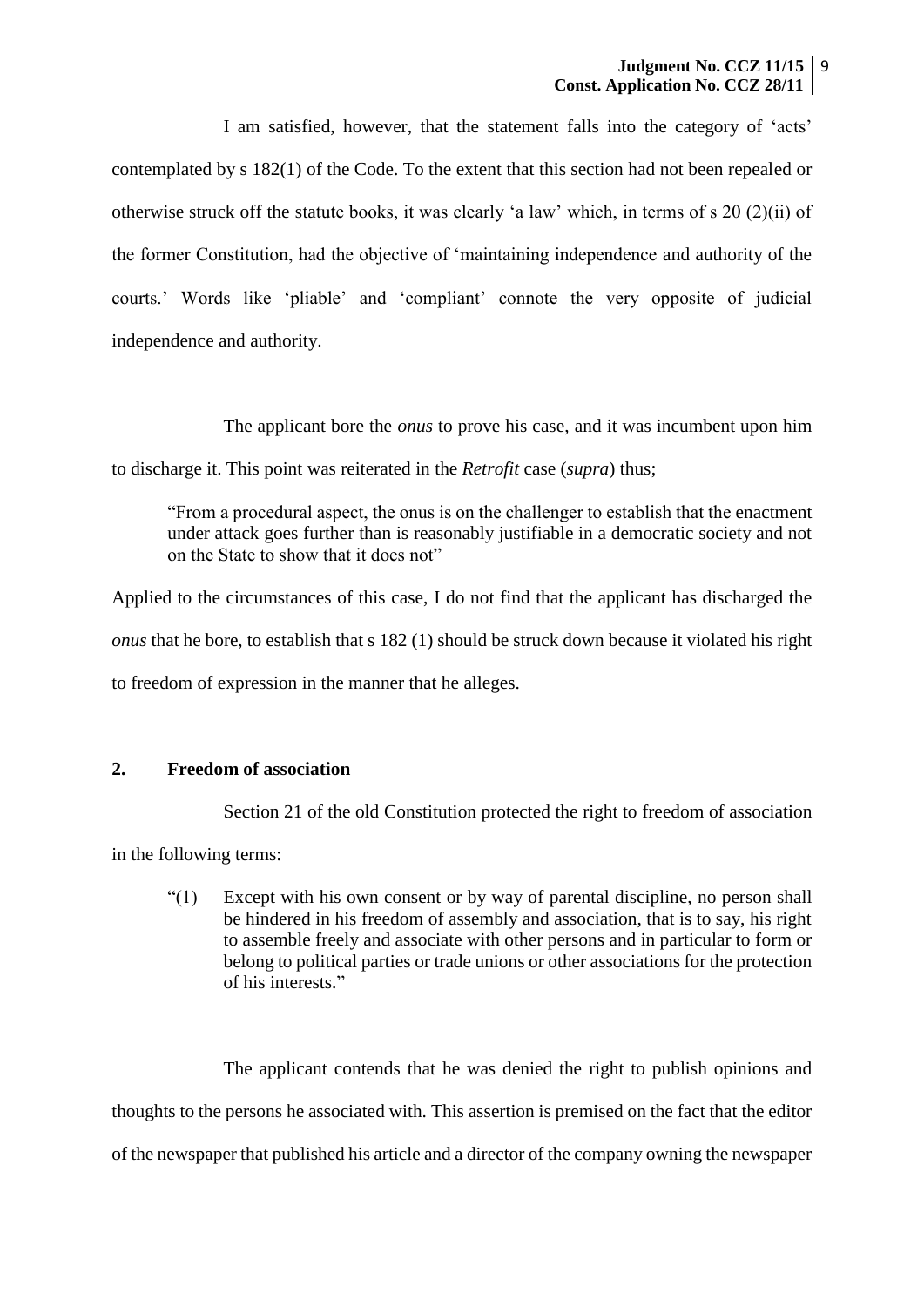I am satisfied, however, that the statement falls into the category of 'acts' contemplated by s 182(1) of the Code. To the extent that this section had not been repealed or otherwise struck off the statute books, it was clearly 'a law' which, in terms of s 20 (2)(ii) of the former Constitution, had the objective of 'maintaining independence and authority of the courts.' Words like 'pliable' and 'compliant' connote the very opposite of judicial independence and authority.

The applicant bore the *onus* to prove his case, and it was incumbent upon him to discharge it. This point was reiterated in the *Retrofit* case (*supra*) thus;

> "From a procedural aspect, the onus is on the challenger to establish that the enactment under attack goes further than is reasonably justifiable in a democratic society and not on the State to show that it does not"

Applied to the circumstances of this case, I do not find that the applicant has discharged the *onus* that he bore, to establish that s 182 (1) should be struck down because it violated his right to freedom of expression in the manner that he alleges.

## 2. Freedom of association

Section 21 of the old Constitution protected the right to freedom of association in the following terms:

> "(1) Except with his own consent or by way of parental discipline, no person shall be hindered in his freedom of assembly and association, that is to say, his right to assemble freely and associate with other persons and in particular to form or belong to political parties or trade unions or other associations for the protection of his interests."

The applicant contends that he was denied the right to publish opinions and thoughts to the persons he associated with. This assertion is premised on the fact that the editor of the newspaper that published his article and a director of the company owning the newspaper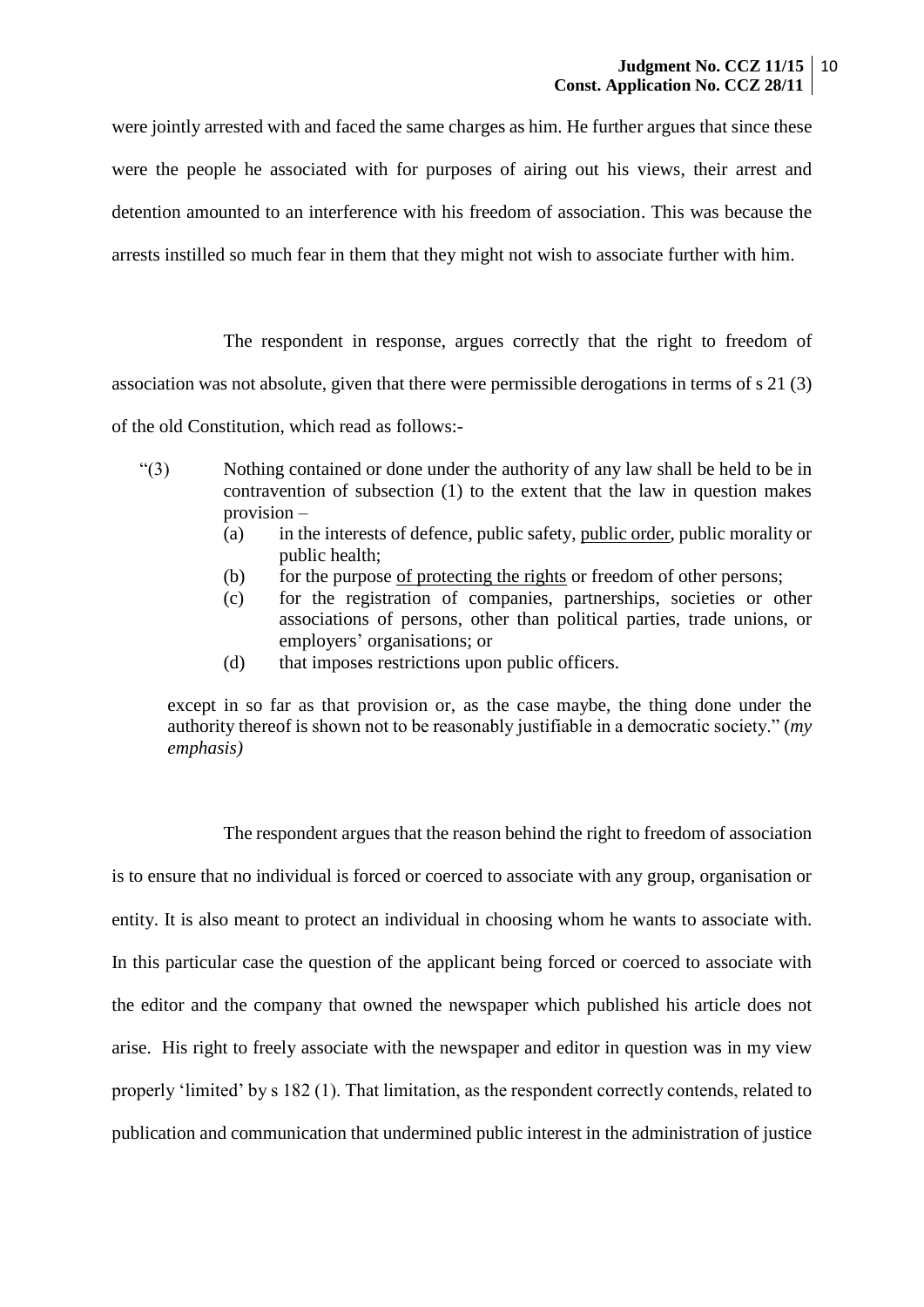were jointly arrested with and faced the same charges as him. He further argues that since these were the people he associated with for purposes of airing out his views, their arrest and detention amounted to an interference with his freedom of association. This was because the arrests instilled so much fear in them that they might not wish to associate further with him.

The respondent in response, argues correctly that the right to freedom of association was not absolute, given that there were permissible derogations in terms of s 21 (3) of the old Constitution, which read as follows:-

> "(3) Nothing contained or done under the authority of any law shall be held to be in contravention of subsection (1) to the extent that the law in question makes provision –
>
> (a) in the interests of defence, public safety, <u>public order</u>, public morality or public health;
>
> (b) for the purpose <u>of protecting the rights</u> or freedom of other persons;
>
> (c) for the registration of companies, partnerships, societies or other associations of persons, other than political parties, trade unions, or employers' organisations; or
>
> (d) that imposes restrictions upon public officers.
>
> except in so far as that provision or, as the case maybe, the thing done under the authority thereof is shown not to be reasonably justifiable in a democratic society." (*my emphasis)*

The respondent argues that the reason behind the right to freedom of association is to ensure that no individual is forced or coerced to associate with any group, organisation or entity. It is also meant to protect an individual in choosing whom he wants to associate with. In this particular case the question of the applicant being forced or coerced to associate with the editor and the company that owned the newspaper which published his article does not arise. His right to freely associate with the newspaper and editor in question was in my view properly 'limited' by s 182 (1). That limitation, as the respondent correctly contends, related to publication and communication that undermined public interest in the administration of justice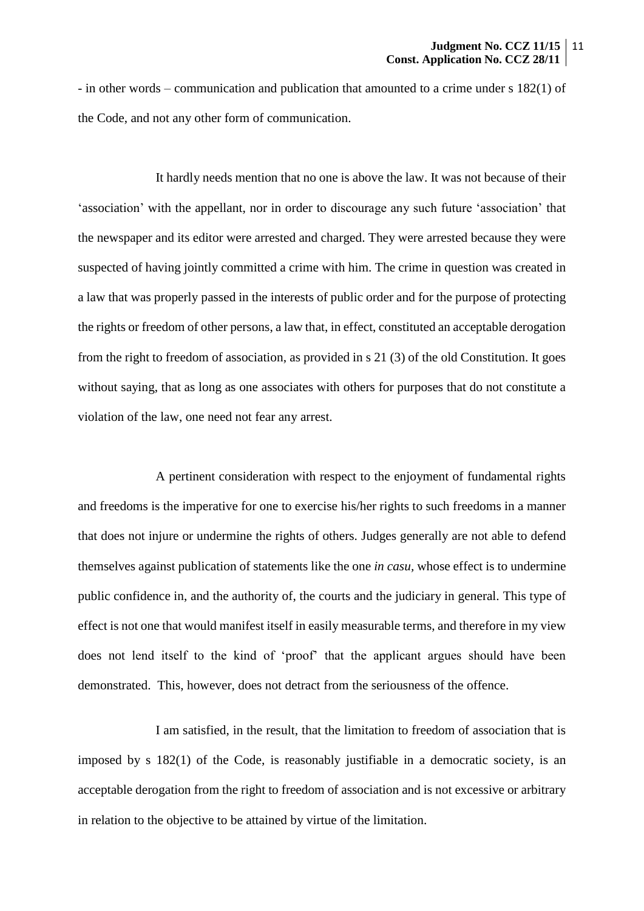- in other words – communication and publication that amounted to a crime under s 182(1) of the Code, and not any other form of communication.

It hardly needs mention that no one is above the law. It was not because of their 'association' with the appellant, nor in order to discourage any such future 'association' that the newspaper and its editor were arrested and charged. They were arrested because they were suspected of having jointly committed a crime with him. The crime in question was created in a law that was properly passed in the interests of public order and for the purpose of protecting the rights or freedom of other persons, a law that, in effect, constituted an acceptable derogation from the right to freedom of association, as provided in s 21 (3) of the old Constitution. It goes without saying, that as long as one associates with others for purposes that do not constitute a violation of the law, one need not fear any arrest.

A pertinent consideration with respect to the enjoyment of fundamental rights and freedoms is the imperative for one to exercise his/her rights to such freedoms in a manner that does not injure or undermine the rights of others. Judges generally are not able to defend themselves against publication of statements like the one *in casu*, whose effect is to undermine public confidence in, and the authority of, the courts and the judiciary in general. This type of effect is not one that would manifest itself in easily measurable terms, and therefore in my view does not lend itself to the kind of 'proof' that the applicant argues should have been demonstrated. This, however, does not detract from the seriousness of the offence.

I am satisfied, in the result, that the limitation to freedom of association that is imposed by s 182(1) of the Code, is reasonably justifiable in a democratic society, is an acceptable derogation from the right to freedom of association and is not excessive or arbitrary in relation to the objective to be attained by virtue of the limitation.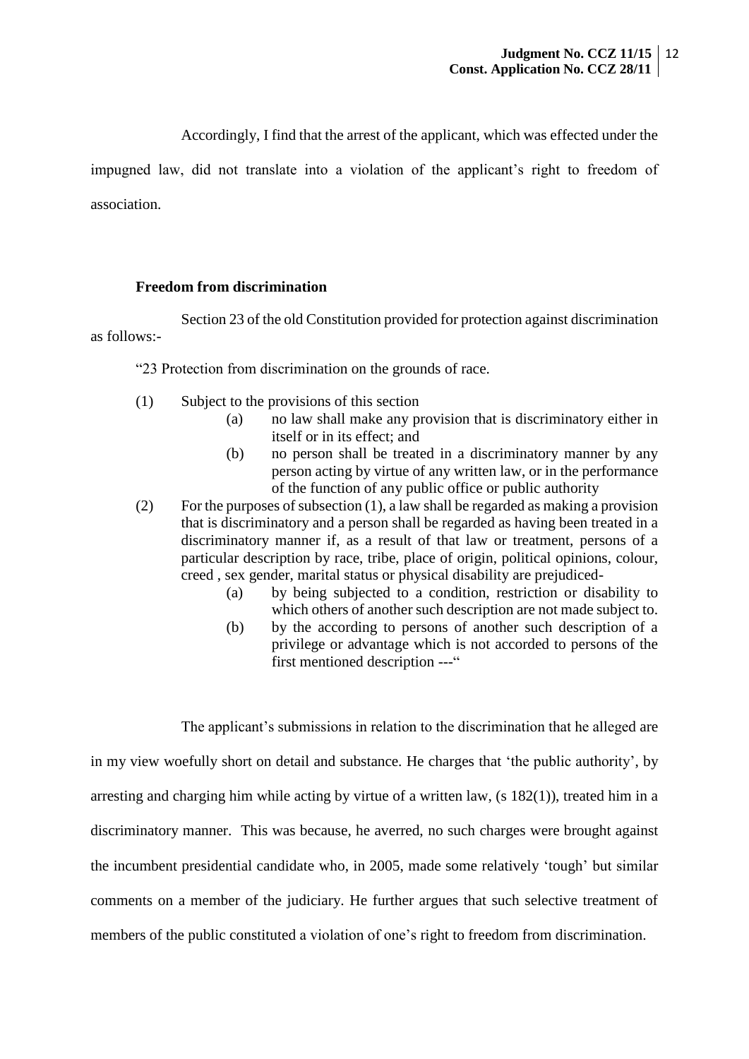Accordingly, I find that the arrest of the applicant, which was effected under the impugned law, did not translate into a violation of the applicant's right to freedom of association.

**Freedom from discrimination**

Section 23 of the old Constitution provided for protection against discrimination as follows:-

> "23 Protection from discrimination on the grounds of race.
>
> (1) Subject to the provisions of this section
>
> (a) no law shall make any provision that is discriminatory either in itself or in its effect; and
>
> (b) no person shall be treated in a discriminatory manner by any person acting by virtue of any written law, or in the performance of the function of any public office or public authority
>
> (2) For the purposes of subsection (1), a law shall be regarded as making a provision that is discriminatory and a person shall be regarded as having been treated in a discriminatory manner if, as a result of that law or treatment, persons of a particular description by race, tribe, place of origin, political opinions, colour, creed , sex gender, marital status or physical disability are prejudiced-
>
> (a) by being subjected to a condition, restriction or disability to which others of another such description are not made subject to.
>
> (b) by the according to persons of another such description of a privilege or advantage which is not accorded to persons of the first mentioned description ---"

The applicant's submissions in relation to the discrimination that he alleged are in my view woefully short on detail and substance. He charges that 'the public authority', by arresting and charging him while acting by virtue of a written law, (s 182(1)), treated him in a discriminatory manner. This was because, he averred, no such charges were brought against the incumbent presidential candidate who, in 2005, made some relatively 'tough' but similar comments on a member of the judiciary. He further argues that such selective treatment of members of the public constituted a violation of one's right to freedom from discrimination.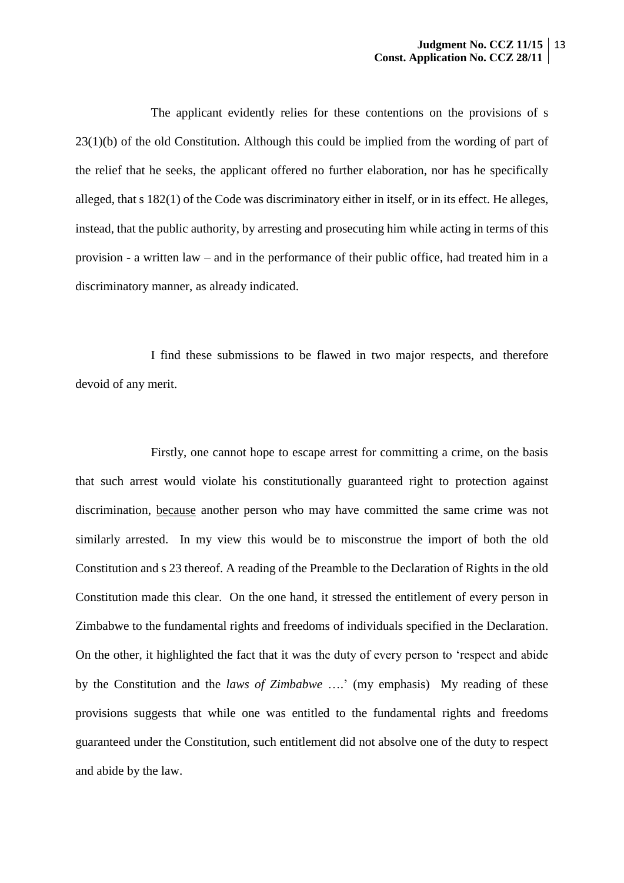The applicant evidently relies for these contentions on the provisions of s 23(1)(b) of the old Constitution. Although this could be implied from the wording of part of the relief that he seeks, the applicant offered no further elaboration, nor has he specifically alleged, that s 182(1) of the Code was discriminatory either in itself, or in its effect. He alleges, instead, that the public authority, by arresting and prosecuting him while acting in terms of this provision - a written law – and in the performance of their public office, had treated him in a discriminatory manner, as already indicated.

I find these submissions to be flawed in two major respects, and therefore devoid of any merit.

Firstly, one cannot hope to escape arrest for committing a crime, on the basis that such arrest would violate his constitutionally guaranteed right to protection against discrimination, <u>because</u> another person who may have committed the same crime was not similarly arrested. In my view this would be to misconstrue the import of both the old Constitution and s 23 thereof. A reading of the Preamble to the Declaration of Rights in the old Constitution made this clear. On the one hand, it stressed the entitlement of every person in Zimbabwe to the fundamental rights and freedoms of individuals specified in the Declaration. On the other, it highlighted the fact that it was the duty of every person to 'respect and abide by the Constitution and the *laws of Zimbabwe* ….' (my emphasis) My reading of these provisions suggests that while one was entitled to the fundamental rights and freedoms guaranteed under the Constitution, such entitlement did not absolve one of the duty to respect and abide by the law.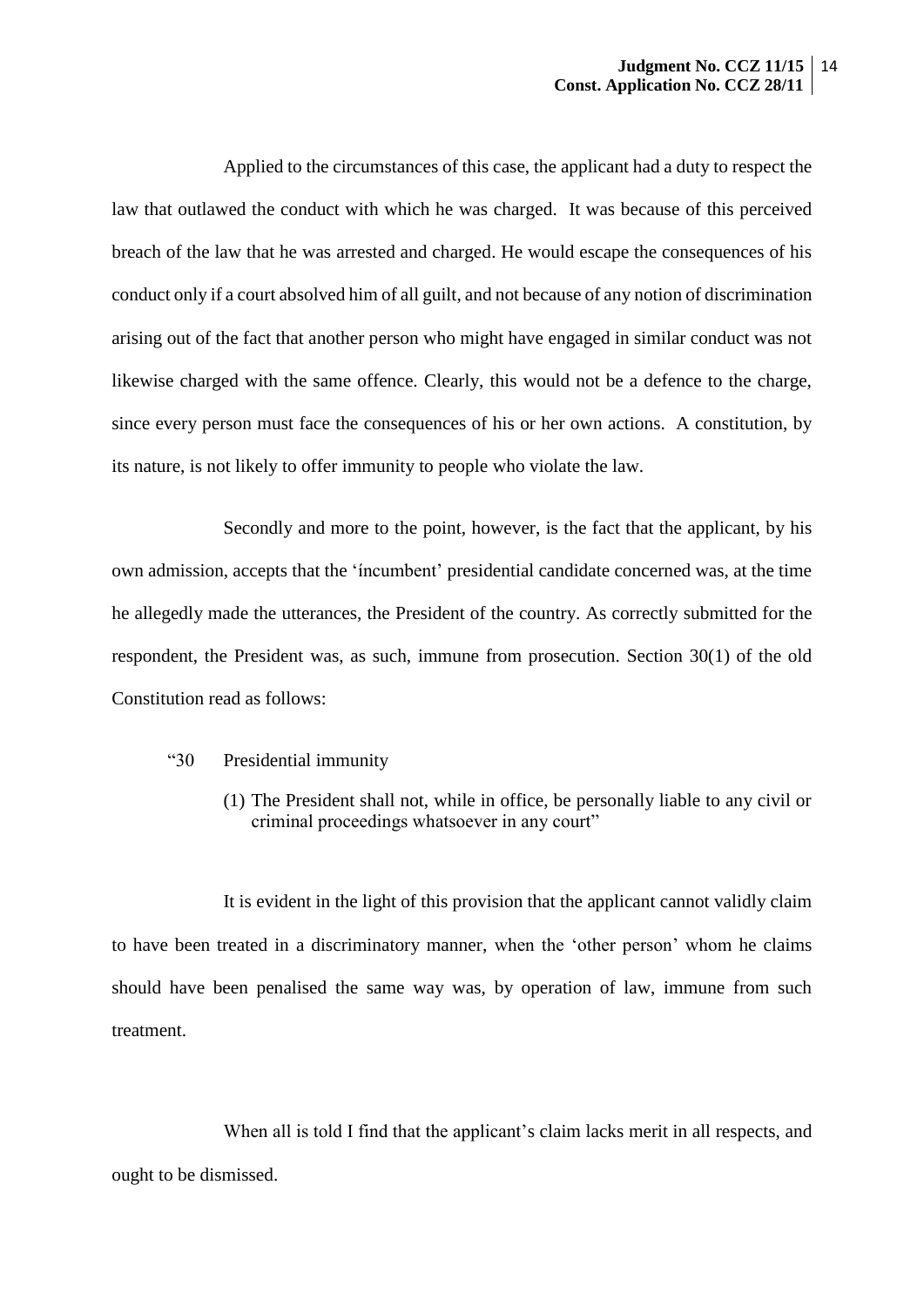Applied to the circumstances of this case, the applicant had a duty to respect the law that outlawed the conduct with which he was charged. It was because of this perceived breach of the law that he was arrested and charged. He would escape the consequences of his conduct only if a court absolved him of all guilt, and not because of any notion of discrimination arising out of the fact that another person who might have engaged in similar conduct was not likewise charged with the same offence. Clearly, this would not be a defence to the charge, since every person must face the consequences of his or her own actions. A constitution, by its nature, is not likely to offer immunity to people who violate the law.

Secondly and more to the point, however, is the fact that the applicant, by his own admission, accepts that the 'incumbent' presidential candidate concerned was, at the time he allegedly made the utterances, the President of the country. As correctly submitted for the respondent, the President was, as such, immune from prosecution. Section 30(1) of the old Constitution read as follows:

> "30 Presidential immunity
>
> (1) The President shall not, while in office, be personally liable to any civil or criminal proceedings whatsoever in any court"

It is evident in the light of this provision that the applicant cannot validly claim to have been treated in a discriminatory manner, when the 'other person' whom he claims should have been penalised the same way was, by operation of law, immune from such treatment.

When all is told I find that the applicant's claim lacks merit in all respects, and ought to be dismissed.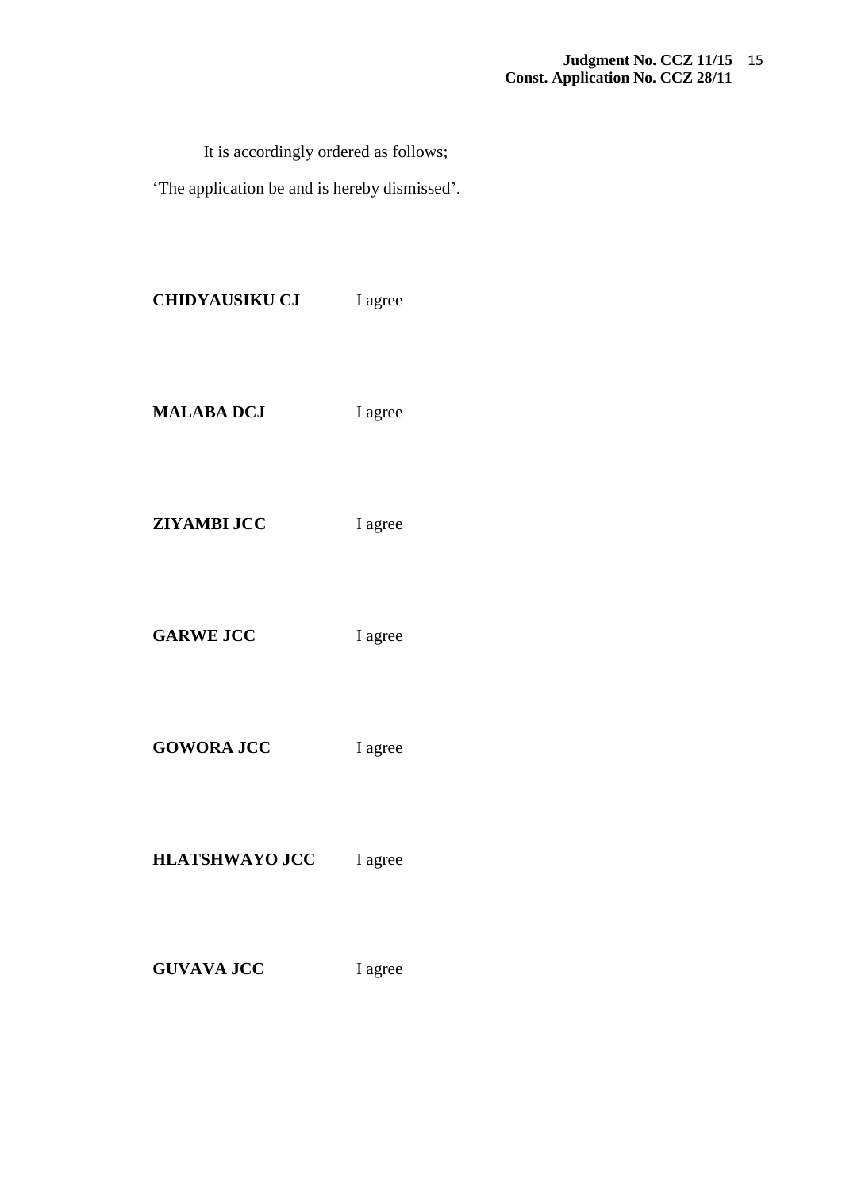It is accordingly ordered as follows;

'The application be and is hereby dismissed'.

**CHIDYAUSIKU CJ** I agree

**MALABA DCJ** I agree

**ZIYAMBI JCC** I agree

**GARWE JCC** I agree

**GOWORA JCC** I agree

**HLATSHWAYO JCC** I agree

**GUVAVA JCC** I agree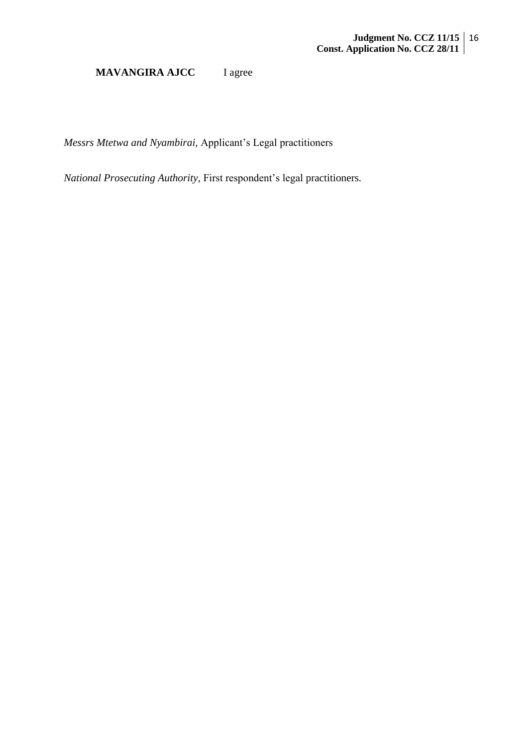**MAVANGIRA AJCC** I agree

*Messrs Mtetwa and Nyambirai,* Applicant's Legal practitioners

*National Prosecuting Authority,* First respondent's legal practitioners.